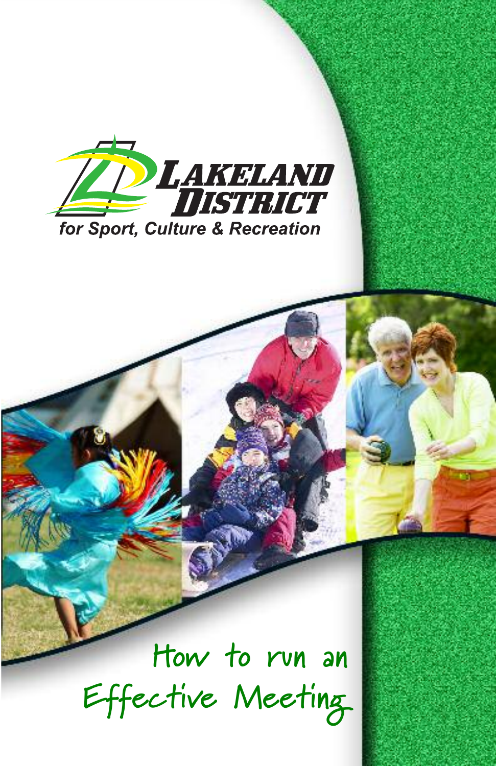LAKELAND DISTRICT

for Sport, Culture & Recreation

# How to run an Effective Meeting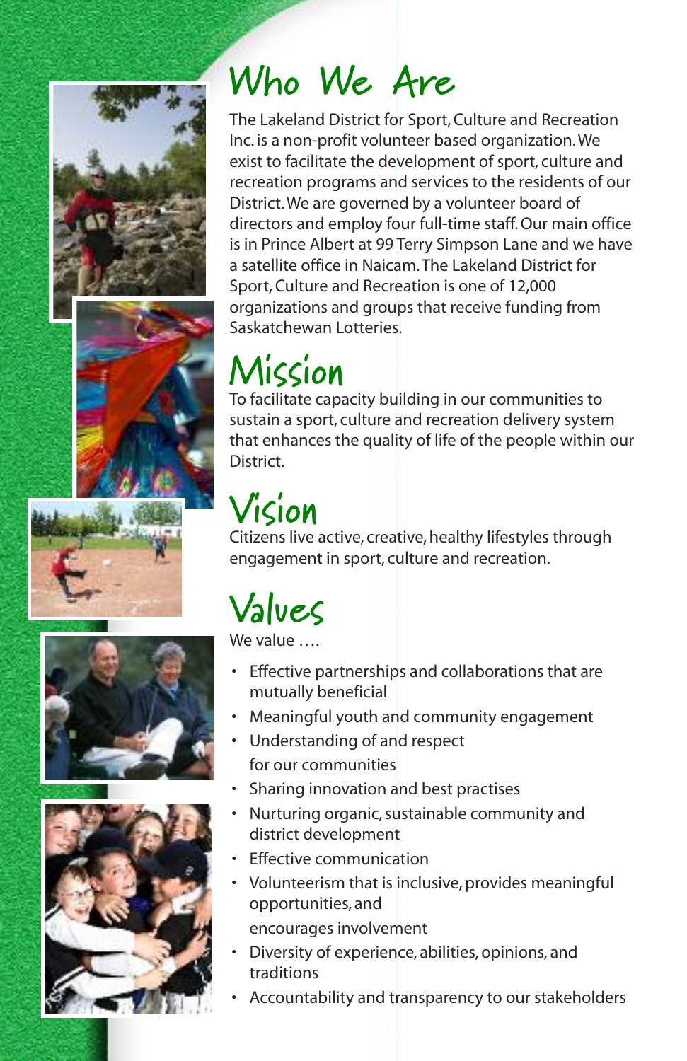# Who We Are

The Lakeland District for Sport, Culture and Recreation Inc. is a non-profit volunteer based organization. We exist to facilitate the development of sport, culture and recreation programs and services to the residents of our District. We are governed by a volunteer board of directors and employ four full-time staff. Our main office is in Prince Albert at 99 Terry Simpson Lane and we have a satellite office in Naicam. The Lakeland District for Sport, Culture and Recreation is one of 12,000 organizations and groups that receive funding from Saskatchewan Lotteries.

# Mission

To facilitate capacity building in our communities to sustain a sport, culture and recreation delivery system that enhances the quality of life of the people within our District.

# Vision

Citizens live active, creative, healthy lifestyles through engagement in sport, culture and recreation.

# Values

We value ….

- Effective partnerships and collaborations that are mutually beneficial
- Meaningful youth and community engagement
- Understanding of and respect for our communities
- Sharing innovation and best practises
- Nurturing organic, sustainable community and district development
- Effective communication
- Volunteerism that is inclusive, provides meaningful opportunities, and encourages involvement
- Diversity of experience, abilities, opinions, and traditions
- Accountability and transparency to our stakeholders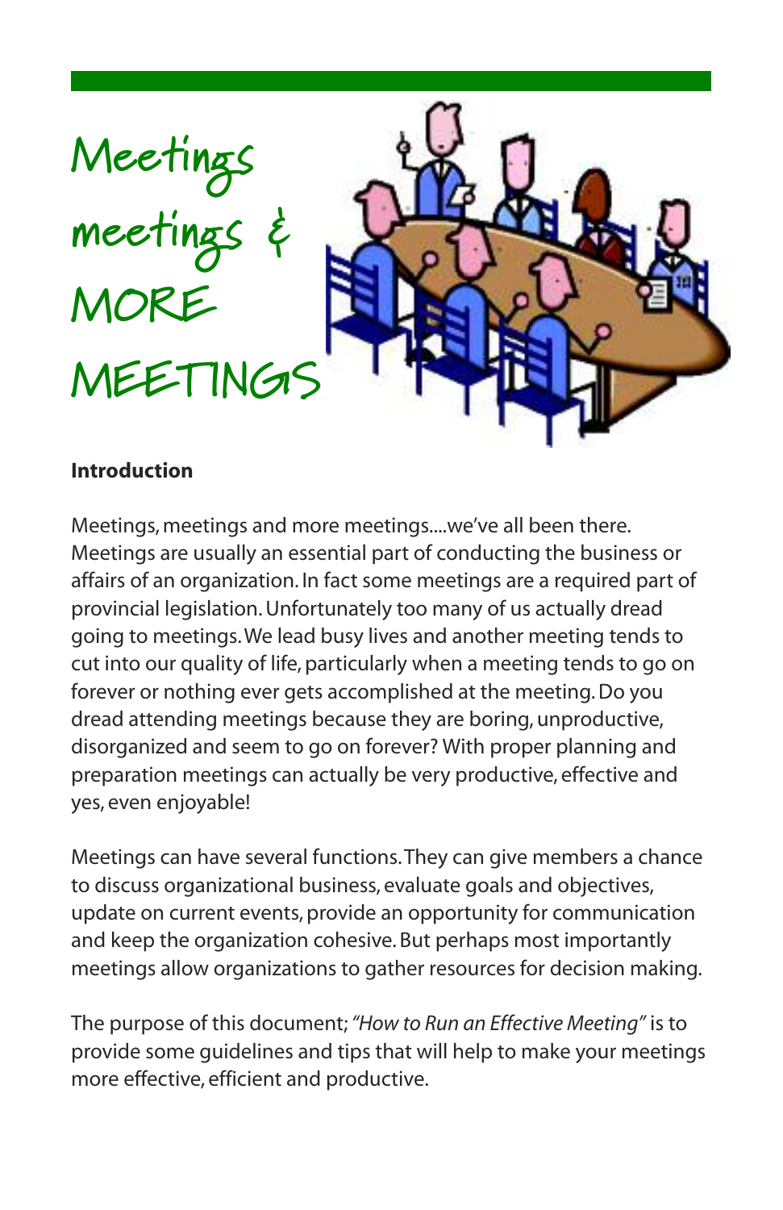# Meetings meetings & MORE MEETINGS

**Introduction**

Meetings, meetings and more meetings....we've all been there. Meetings are usually an essential part of conducting the business or affairs of an organization. In fact some meetings are a required part of provincial legislation. Unfortunately too many of us actually dread going to meetings. We lead busy lives and another meeting tends to cut into our quality of life, particularly when a meeting tends to go on forever or nothing ever gets accomplished at the meeting. Do you dread attending meetings because they are boring, unproductive, disorganized and seem to go on forever? With proper planning and preparation meetings can actually be very productive, effective and yes, even enjoyable!

Meetings can have several functions. They can give members a chance to discuss organizational business, evaluate goals and objectives, update on current events, provide an opportunity for communication and keep the organization cohesive. But perhaps most importantly meetings allow organizations to gather resources for decision making.

The purpose of this document; *"How to Run an Effective Meeting"* is to provide some guidelines and tips that will help to make your meetings more effective, efficient and productive.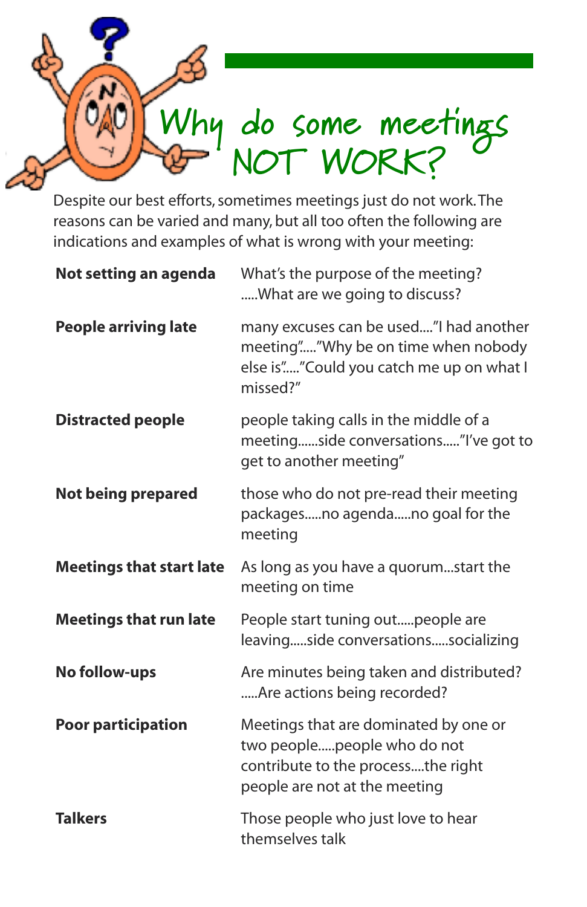# Why do some meetings NOT WORK?

Despite our best efforts, sometimes meetings just do not work. The reasons can be varied and many, but all too often the following are indications and examples of what is wrong with your meeting:

| | |
|---|---|
| **Not setting an agenda** | What's the purpose of the meeting? .....What are we going to discuss? |
| **People arriving late** | many excuses can be used...."I had another meeting"....."Why be on time when nobody else is"....."Could you catch me up on what I missed?" |
| **Distracted people** | people taking calls in the middle of a meeting......side conversations....."I've got to get to another meeting" |
| **Not being prepared** | those who do not pre-read their meeting packages.....no agenda.....no goal for the meeting |
| **Meetings that start late** | As long as you have a quorum...start the meeting on time |
| **Meetings that run late** | People start tuning out.....people are leaving.....side conversations.....socializing |
| **No follow-ups** | Are minutes being taken and distributed? .....Are actions being recorded? |
| **Poor participation** | Meetings that are dominated by one or two people.....people who do not contribute to the process....the right people are not at the meeting |
| **Talkers** | Those people who just love to hear themselves talk |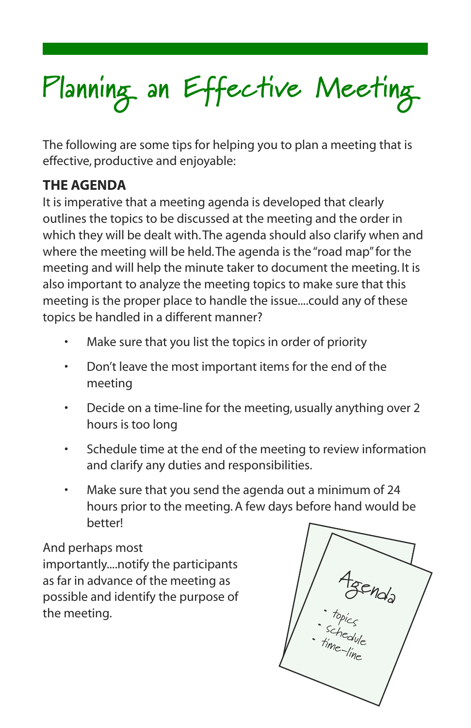# Planning an Effective Meeting

The following are some tips for helping you to plan a meeting that is effective, productive and enjoyable:

**THE AGENDA**

It is imperative that a meeting agenda is developed that clearly outlines the topics to be discussed at the meeting and the order in which they will be dealt with. The agenda should also clarify when and where the meeting will be held. The agenda is the "road map" for the meeting and will help the minute taker to document the meeting. It is also important to analyze the meeting topics to make sure that this meeting is the proper place to handle the issue....could any of these topics be handled in a different manner?

- Make sure that you list the topics in order of priority
- Don't leave the most important items for the end of the meeting
- Decide on a time-line for the meeting, usually anything over 2 hours is too long
- Schedule time at the end of the meeting to review information and clarify any duties and responsibilities.
- Make sure that you send the agenda out a minimum of 24 hours prior to the meeting. A few days before hand would be better!

And perhaps most importantly....notify the participants as far in advance of the meeting as possible and identify the purpose of the meeting.

Agenda
- topics
- schedule
- time-line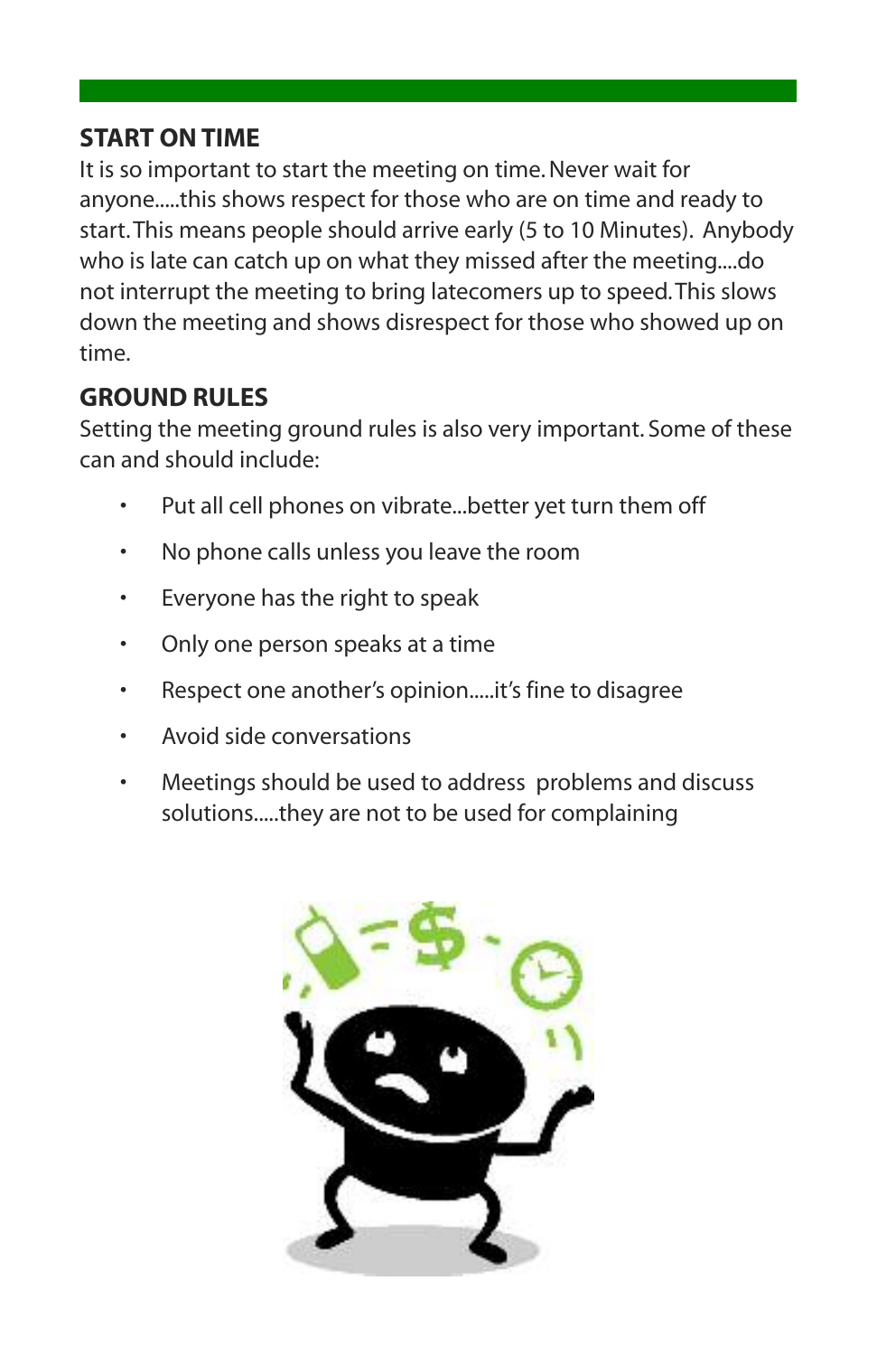## START ON TIME

It is so important to start the meeting on time. Never wait for anyone.....this shows respect for those who are on time and ready to start. This means people should arrive early (5 to 10 Minutes). Anybody who is late can catch up on what they missed after the meeting....do not interrupt the meeting to bring latecomers up to speed. This slows down the meeting and shows disrespect for those who showed up on time.

## GROUND RULES

Setting the meeting ground rules is also very important. Some of these can and should include:

- Put all cell phones on vibrate...better yet turn them off
- No phone calls unless you leave the room
- Everyone has the right to speak
- Only one person speaks at a time
- Respect one another's opinion.....it's fine to disagree
- Avoid side conversations
- Meetings should be used to address problems and discuss solutions.....they are not to be used for complaining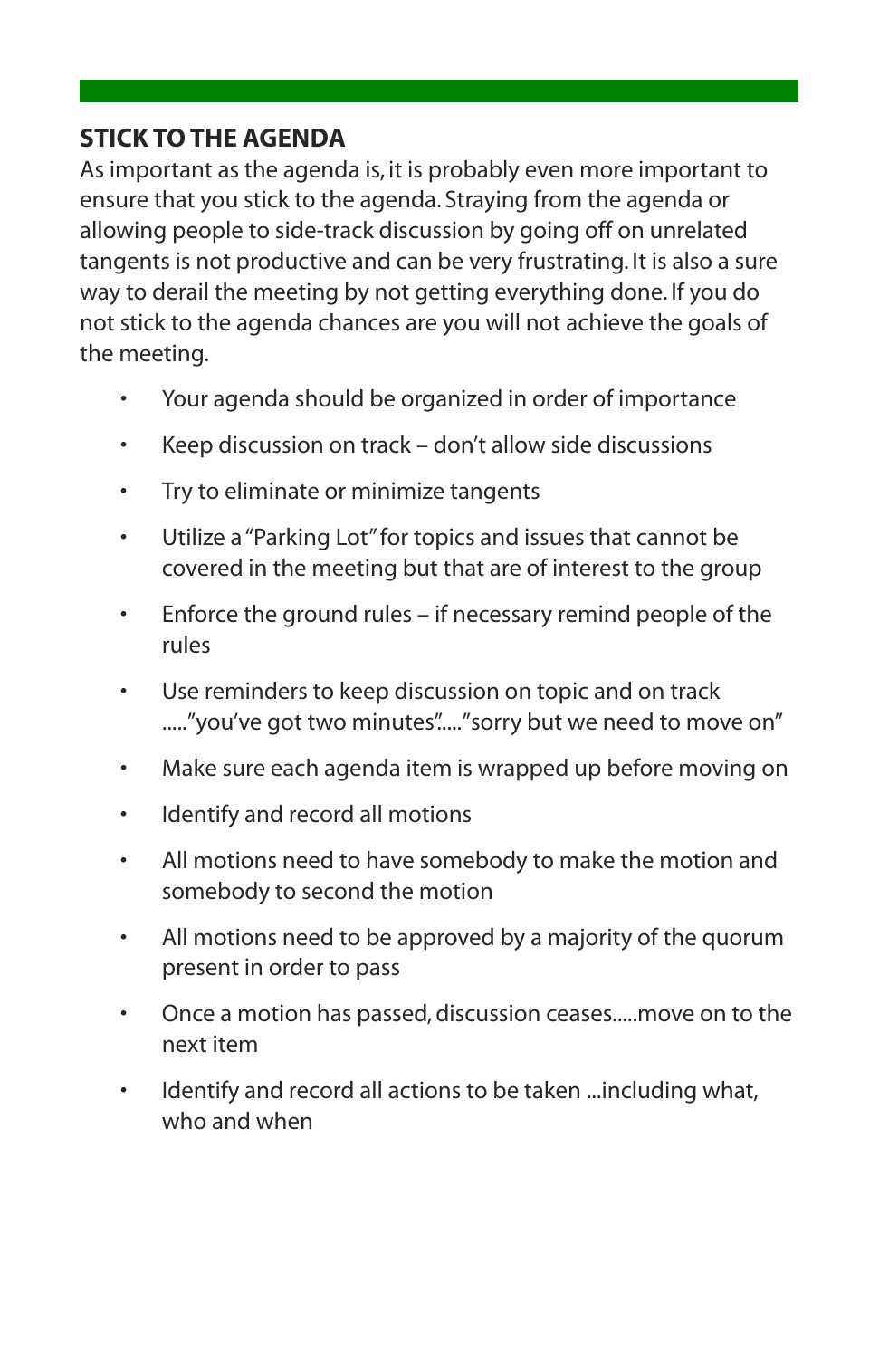## STICK TO THE AGENDA

As important as the agenda is, it is probably even more important to ensure that you stick to the agenda. Straying from the agenda or allowing people to side-track discussion by going off on unrelated tangents is not productive and can be very frustrating. It is also a sure way to derail the meeting by not getting everything done. If you do not stick to the agenda chances are you will not achieve the goals of the meeting.

- Your agenda should be organized in order of importance
- Keep discussion on track – don't allow side discussions
- Try to eliminate or minimize tangents
- Utilize a "Parking Lot" for topics and issues that cannot be covered in the meeting but that are of interest to the group
- Enforce the ground rules – if necessary remind people of the rules
- Use reminders to keep discussion on topic and on track ....."you've got two minutes"....."sorry but we need to move on"
- Make sure each agenda item is wrapped up before moving on
- Identify and record all motions
- All motions need to have somebody to make the motion and somebody to second the motion
- All motions need to be approved by a majority of the quorum present in order to pass
- Once a motion has passed, discussion ceases.....move on to the next item
- Identify and record all actions to be taken ...including what, who and when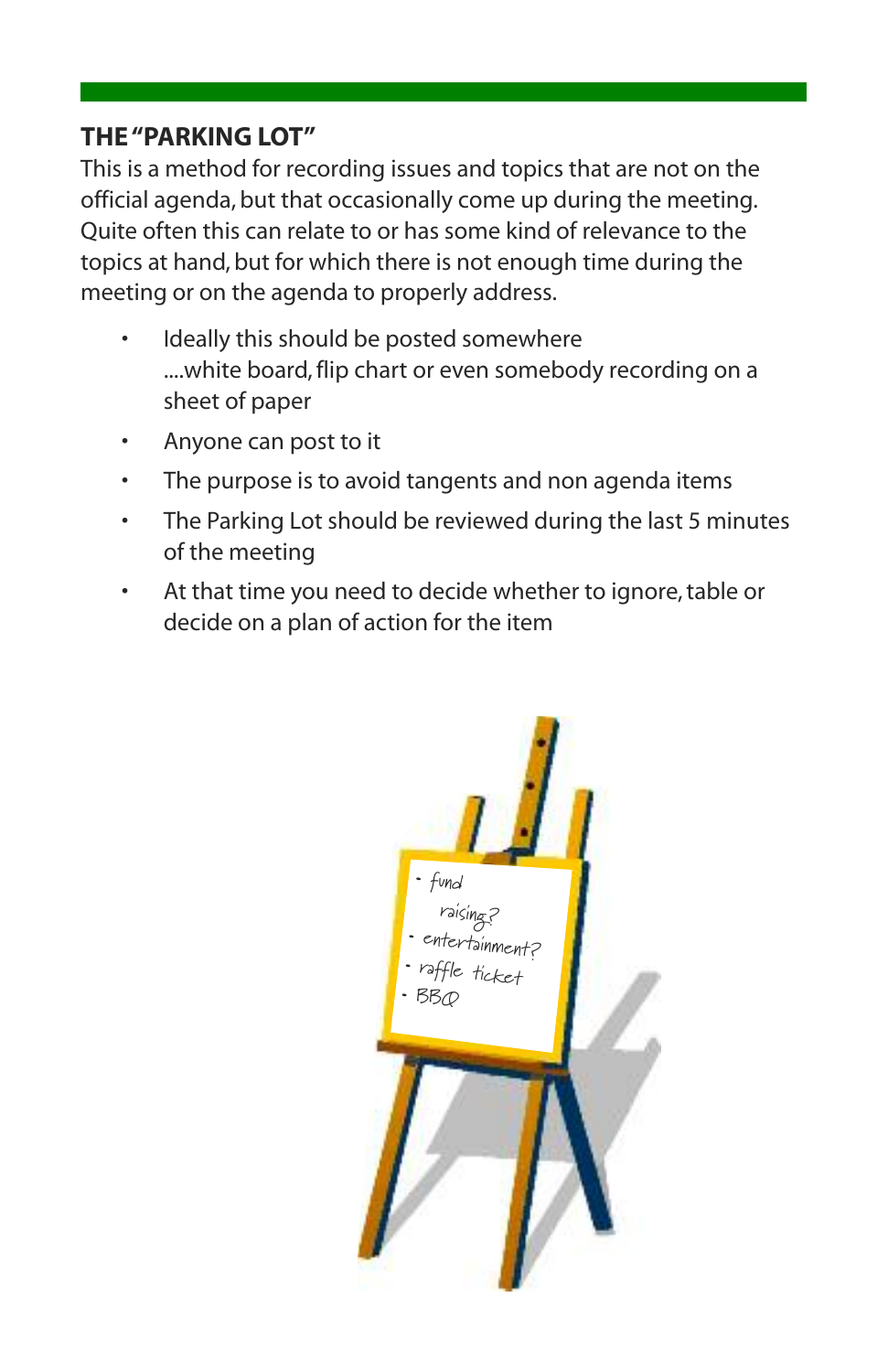## THE "PARKING LOT"

This is a method for recording issues and topics that are not on the official agenda, but that occasionally come up during the meeting. Quite often this can relate to or has some kind of relevance to the topics at hand, but for which there is not enough time during the meeting or on the agenda to properly address.

- Ideally this should be posted somewhere ....white board, flip chart or even somebody recording on a sheet of paper
- Anyone can post to it
- The purpose is to avoid tangents and non agenda items
- The Parking Lot should be reviewed during the last 5 minutes of the meeting
- At that time you need to decide whether to ignore, table or decide on a plan of action for the item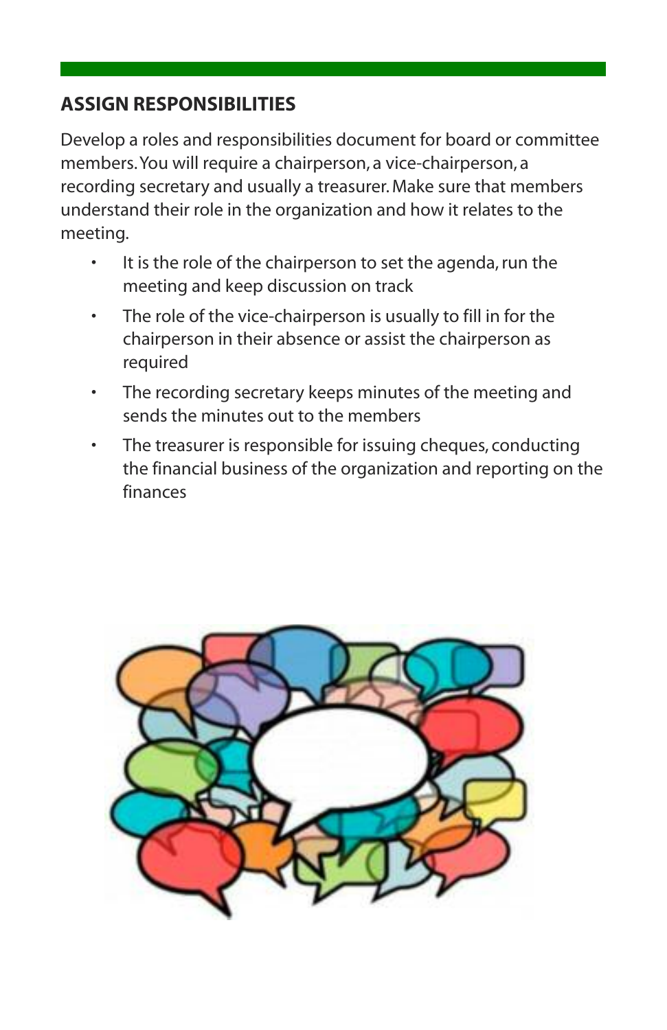## ASSIGN RESPONSIBILITIES

Develop a roles and responsibilities document for board or committee members. You will require a chairperson, a vice-chairperson, a recording secretary and usually a treasurer. Make sure that members understand their role in the organization and how it relates to the meeting.

- It is the role of the chairperson to set the agenda, run the meeting and keep discussion on track
- The role of the vice-chairperson is usually to fill in for the chairperson in their absence or assist the chairperson as required
- The recording secretary keeps minutes of the meeting and sends the minutes out to the members
- The treasurer is responsible for issuing cheques, conducting the financial business of the organization and reporting on the finances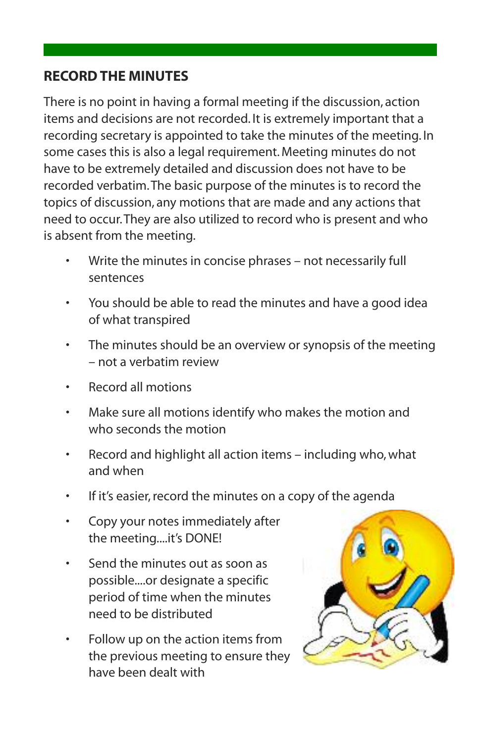## RECORD THE MINUTES

There is no point in having a formal meeting if the discussion, action items and decisions are not recorded. It is extremely important that a recording secretary is appointed to take the minutes of the meeting. In some cases this is also a legal requirement. Meeting minutes do not have to be extremely detailed and discussion does not have to be recorded verbatim. The basic purpose of the minutes is to record the topics of discussion, any motions that are made and any actions that need to occur. They are also utilized to record who is present and who is absent from the meeting.

- Write the minutes in concise phrases – not necessarily full sentences
- You should be able to read the minutes and have a good idea of what transpired
- The minutes should be an overview or synopsis of the meeting – not a verbatim review
- Record all motions
- Make sure all motions identify who makes the motion and who seconds the motion
- Record and highlight all action items – including who, what and when
- If it's easier, record the minutes on a copy of the agenda
- Copy your notes immediately after the meeting....it's DONE!
- Send the minutes out as soon as possible....or designate a specific period of time when the minutes need to be distributed
- Follow up on the action items from the previous meeting to ensure they have been dealt with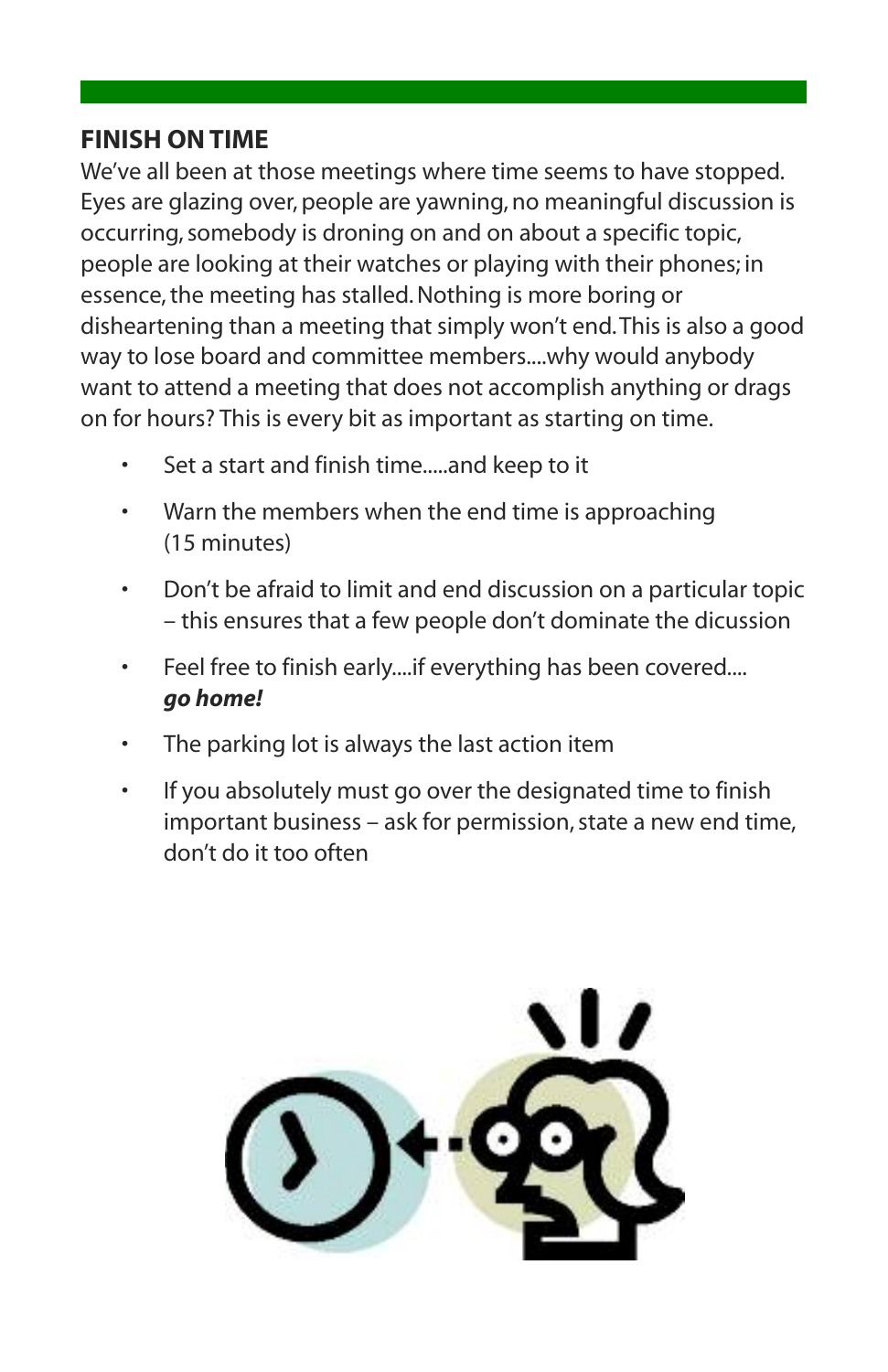## FINISH ON TIME

We've all been at those meetings where time seems to have stopped. Eyes are glazing over, people are yawning, no meaningful discussion is occurring, somebody is droning on and on about a specific topic, people are looking at their watches or playing with their phones; in essence, the meeting has stalled. Nothing is more boring or disheartening than a meeting that simply won't end. This is also a good way to lose board and committee members....why would anybody want to attend a meeting that does not accomplish anything or drags on for hours? This is every bit as important as starting on time.

- Set a start and finish time.....and keep to it
- Warn the members when the end time is approaching (15 minutes)
- Don't be afraid to limit and end discussion on a particular topic – this ensures that a few people don't dominate the dicussion
- Feel free to finish early....if everything has been covered.... ***go home!***
- The parking lot is always the last action item
- If you absolutely must go over the designated time to finish important business – ask for permission, state a new end time, don't do it too often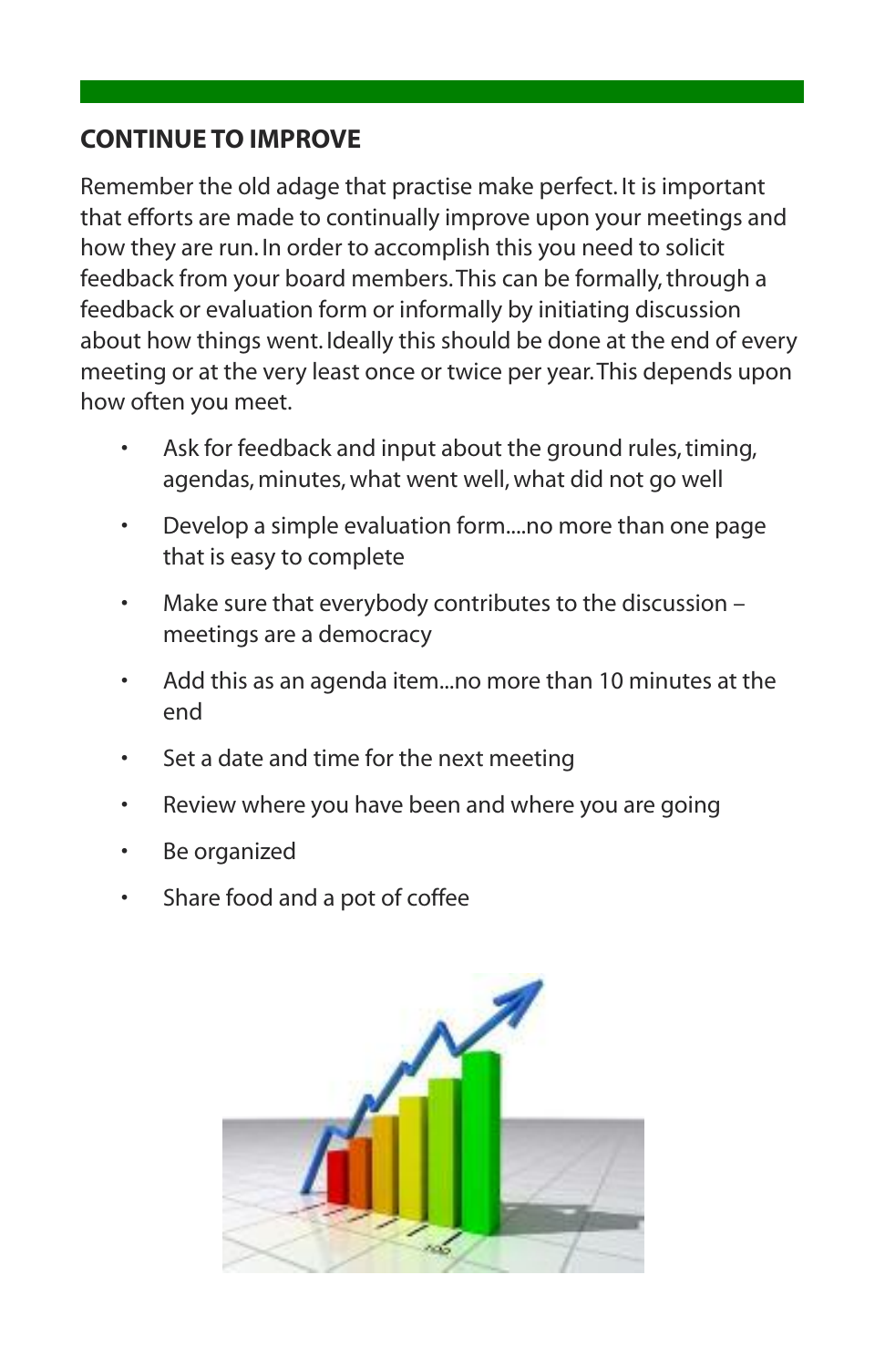## CONTINUE TO IMPROVE

Remember the old adage that practise make perfect. It is important that efforts are made to continually improve upon your meetings and how they are run. In order to accomplish this you need to solicit feedback from your board members. This can be formally, through a feedback or evaluation form or informally by initiating discussion about how things went. Ideally this should be done at the end of every meeting or at the very least once or twice per year. This depends upon how often you meet.

- Ask for feedback and input about the ground rules, timing, agendas, minutes, what went well, what did not go well
- Develop a simple evaluation form....no more than one page that is easy to complete
- Make sure that everybody contributes to the discussion – meetings are a democracy
- Add this as an agenda item...no more than 10 minutes at the end
- Set a date and time for the next meeting
- Review where you have been and where you are going
- Be organized
- Share food and a pot of coffee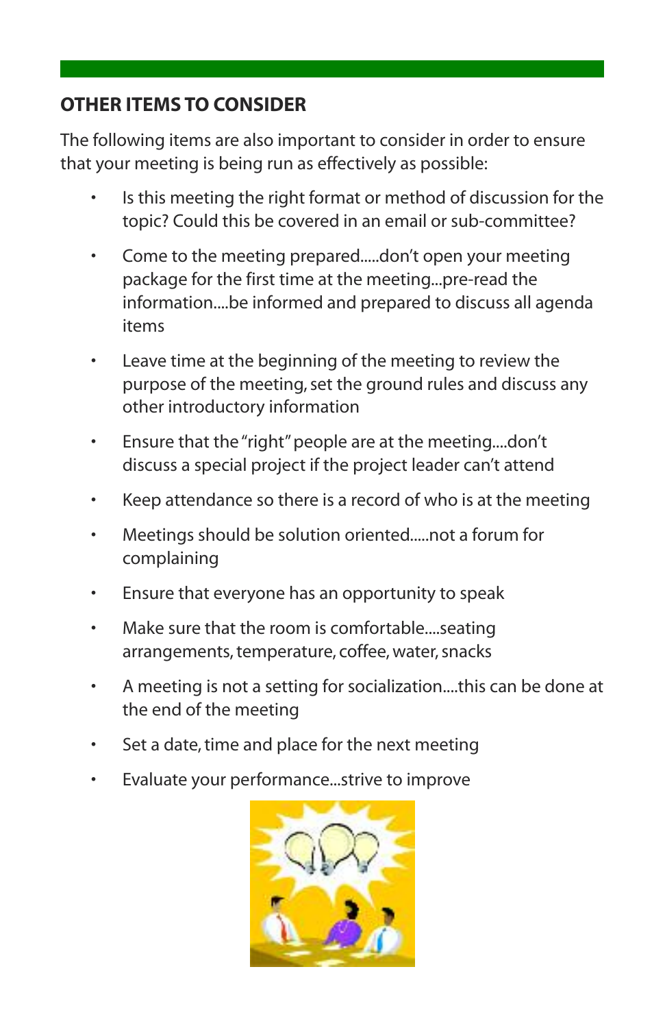## OTHER ITEMS TO CONSIDER

The following items are also important to consider in order to ensure that your meeting is being run as effectively as possible:

- Is this meeting the right format or method of discussion for the topic? Could this be covered in an email or sub-committee?
- Come to the meeting prepared.....don't open your meeting package for the first time at the meeting...pre-read the information....be informed and prepared to discuss all agenda items
- Leave time at the beginning of the meeting to review the purpose of the meeting, set the ground rules and discuss any other introductory information
- Ensure that the "right" people are at the meeting....don't discuss a special project if the project leader can't attend
- Keep attendance so there is a record of who is at the meeting
- Meetings should be solution oriented.....not a forum for complaining
- Ensure that everyone has an opportunity to speak
- Make sure that the room is comfortable....seating arrangements, temperature, coffee, water, snacks
- A meeting is not a setting for socialization....this can be done at the end of the meeting
- Set a date, time and place for the next meeting
- Evaluate your performance...strive to improve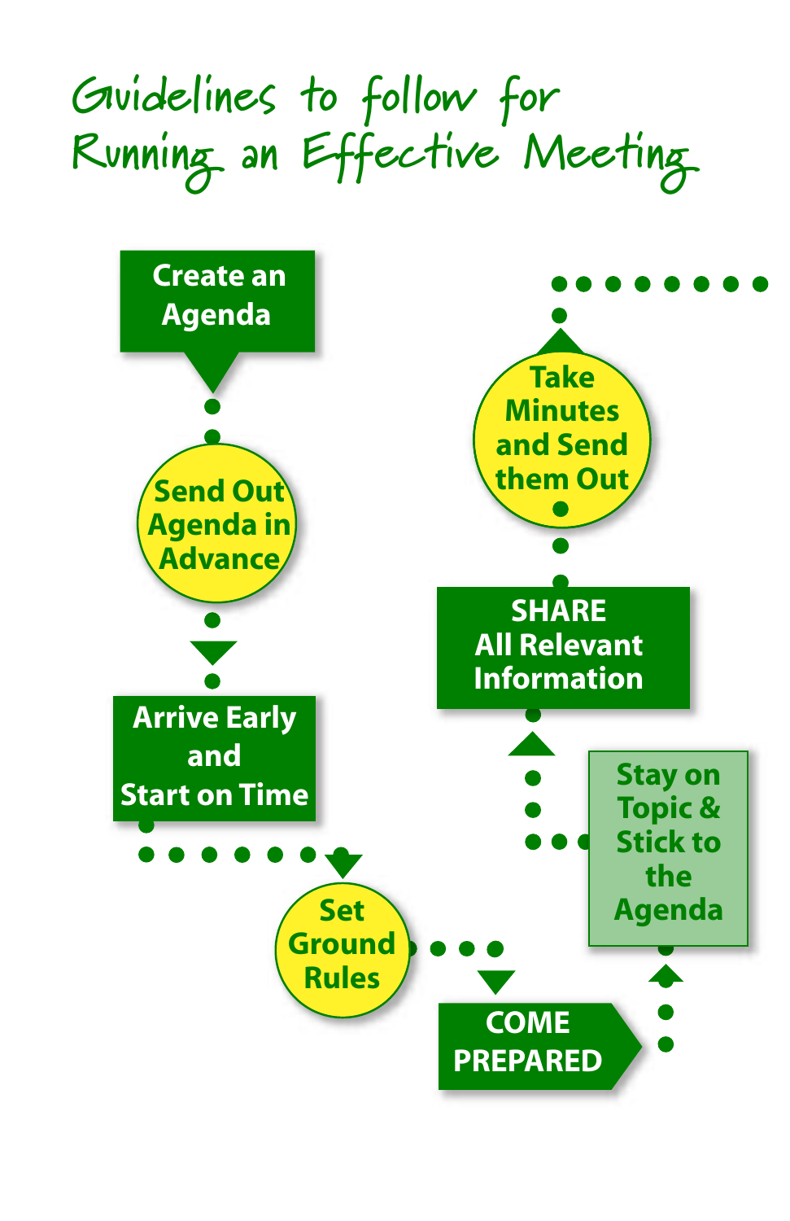# Guidelines to follow for Running an Effective Meeting

Create an Agenda

Send Out Agenda in Advance

Arrive Early and Start on Time

Set Ground Rules

COME PREPARED

Stay on Topic & Stick to the Agenda

SHARE All Relevant Information

Take Minutes and Send them Out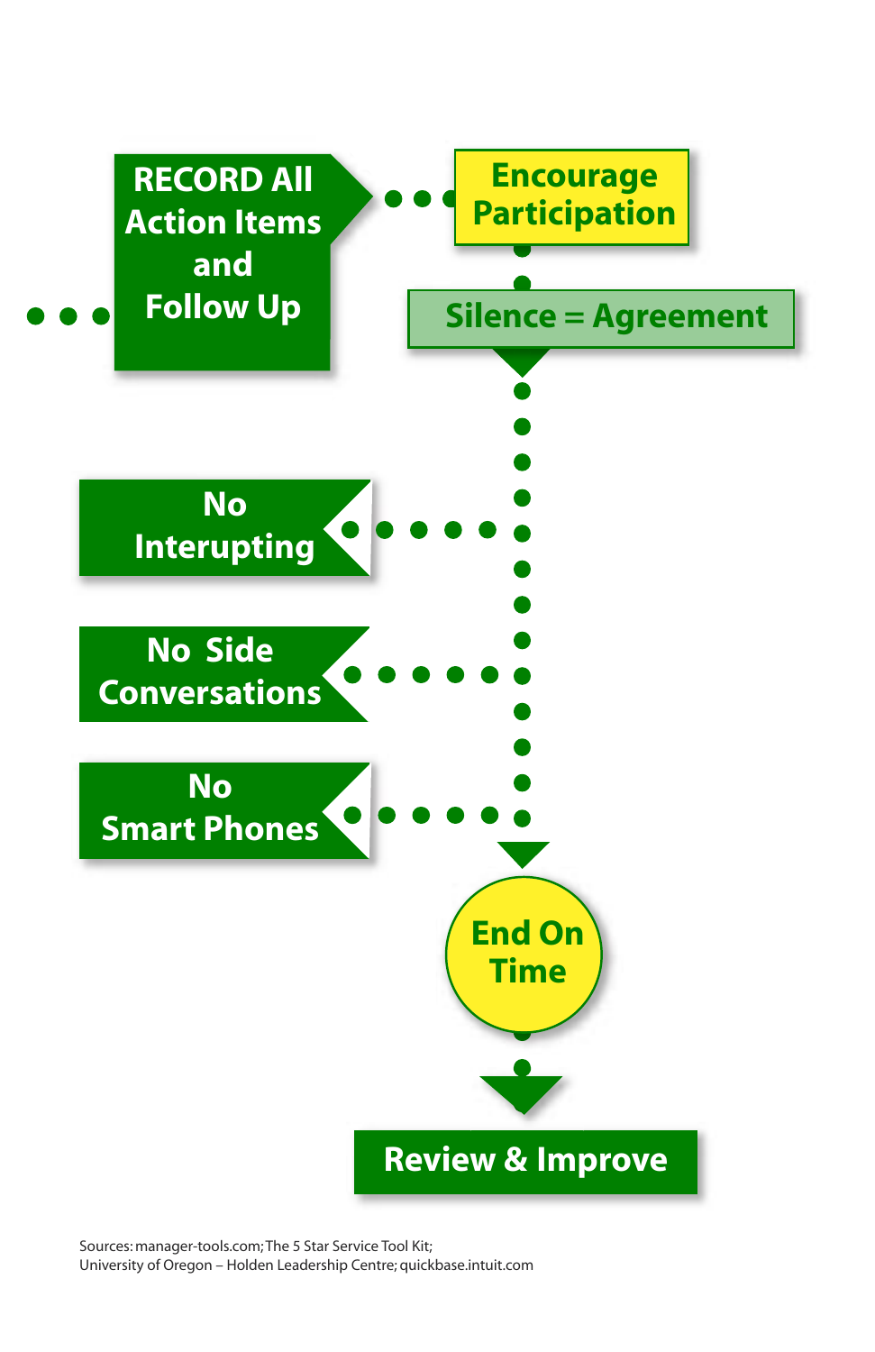RECORD All Action Items and Follow Up

Encourage Participation

Silence = Agreement

No Interupting

No Side Conversations

No Smart Phones

End On Time

Review & Improve

Sources: manager-tools.com; The 5 Star Service Tool Kit;
University of Oregon – Holden Leadership Centre; quickbase.intuit.com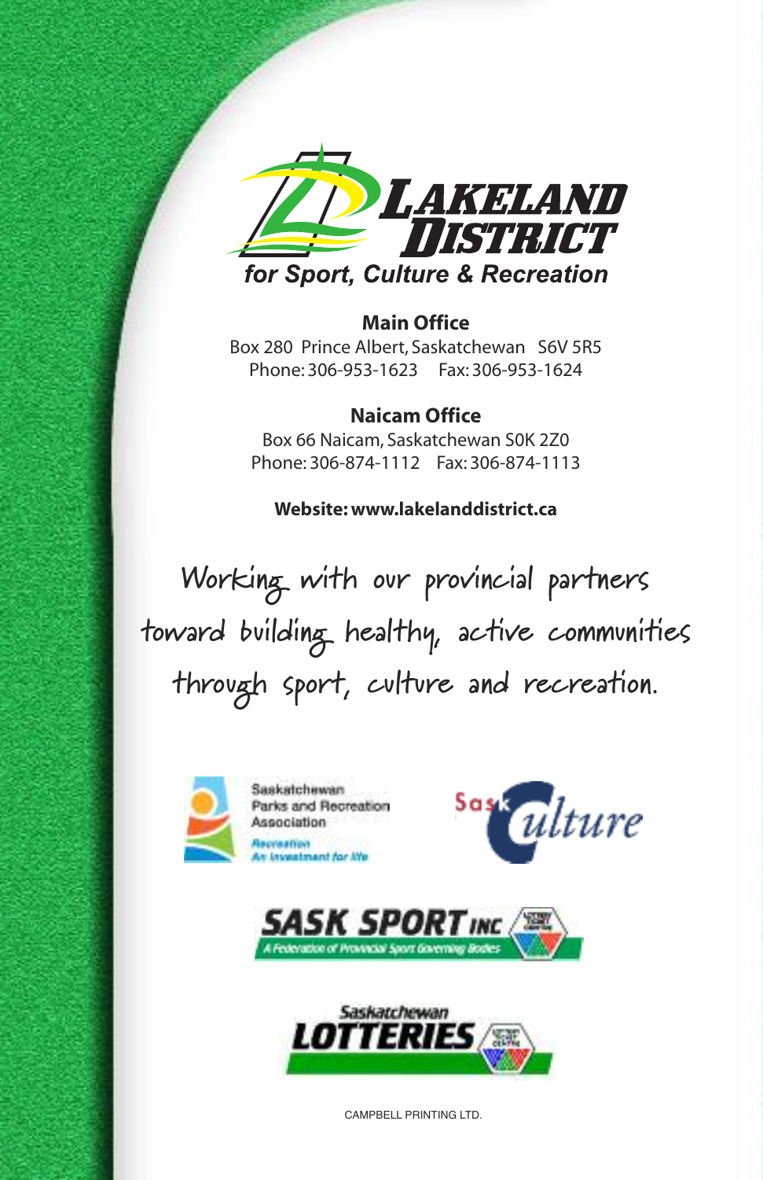# Lakeland District

for Sport, Culture & Recreation

**Main Office**
Box 280 Prince Albert, Saskatchewan S6V 5R5
Phone: 306-953-1623 Fax: 306-953-1624

**Naicam Office**
Box 66 Naicam, Saskatchewan S0K 2Z0
Phone: 306-874-1112 Fax: 306-874-1113

**Website: www.lakelanddistrict.ca**

Working with our provincial partners toward building healthy, active communities through sport, culture and recreation.

Saskatchewan Parks and Recreation Association
Recreation An Investment for life

SaskCulture

SASK SPORT INC
A Federation of Provincial Sport Governing Bodies

Saskatchewan LOTTERIES

CAMPBELL PRINTING LTD.